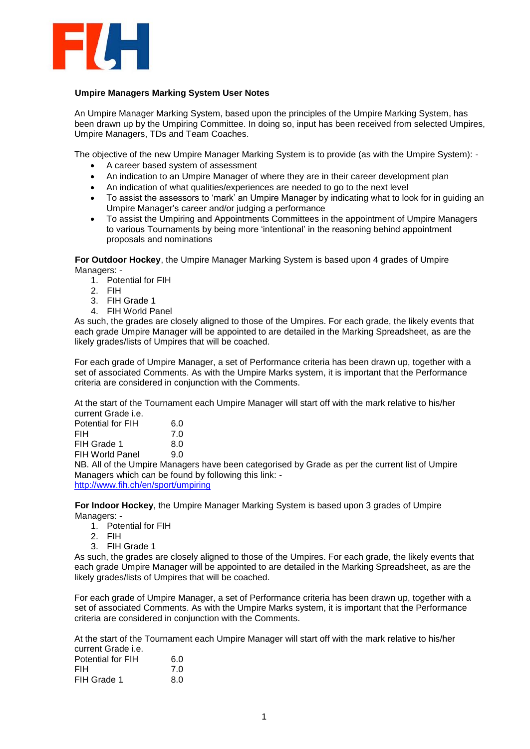**Umpire Managers Marking System User Notes**

An Umpire Manager Marking System, based upon the principles of the Umpire Marking System, has been drawn up by the Umpiring Committee. In doing so, input has been received from selected Umpires, Umpire Managers, TDs and Team Coaches.

The objective of the new Umpire Manager Marking System is to provide (as with the Umpire System): -

- A career based system of assessment
- An indication to an Umpire Manager of where they are in their career development plan
- An indication of what qualities/experiences are needed to go to the next level
- To assist the assessors to 'mark' an Umpire Manager by indicating what to look for in guiding an Umpire Manager's career and/or judging a performance
- To assist the Umpiring and Appointments Committees in the appointment of Umpire Managers to various Tournaments by being more 'intentional' in the reasoning behind appointment proposals and nominations

**For Outdoor Hockey**, the Umpire Manager Marking System is based upon 4 grades of Umpire Managers: -

1. Potential for FIH
2. FIH
3. FIH Grade 1
4. FIH World Panel

As such, the grades are closely aligned to those of the Umpires. For each grade, the likely events that each grade Umpire Manager will be appointed to are detailed in the Marking Spreadsheet, as are the likely grades/lists of Umpires that will be coached.

For each grade of Umpire Manager, a set of Performance criteria has been drawn up, together with a set of associated Comments. As with the Umpire Marks system, it is important that the Performance criteria are considered in conjunction with the Comments.

At the start of the Tournament each Umpire Manager will start off with the mark relative to his/her current Grade i.e.

| | |
|---|---|
| Potential for FIH | 6.0 |
| FIH | 7.0 |
| FIH Grade 1 | 8.0 |
| FIH World Panel | 9.0 |

NB. All of the Umpire Managers have been categorised by Grade as per the current list of Umpire Managers which can be found by following this link: -
http://www.fih.ch/en/sport/umpiring

**For Indoor Hockey**, the Umpire Manager Marking System is based upon 3 grades of Umpire Managers: -

1. Potential for FIH
2. FIH
3. FIH Grade 1

As such, the grades are closely aligned to those of the Umpires. For each grade, the likely events that each grade Umpire Manager will be appointed to are detailed in the Marking Spreadsheet, as are the likely grades/lists of Umpires that will be coached.

For each grade of Umpire Manager, a set of Performance criteria has been drawn up, together with a set of associated Comments. As with the Umpire Marks system, it is important that the Performance criteria are considered in conjunction with the Comments.

At the start of the Tournament each Umpire Manager will start off with the mark relative to his/her current Grade i.e.

| | |
|---|---|
| Potential for FIH | 6.0 |
| FIH | 7.0 |
| FIH Grade 1 | 8.0 |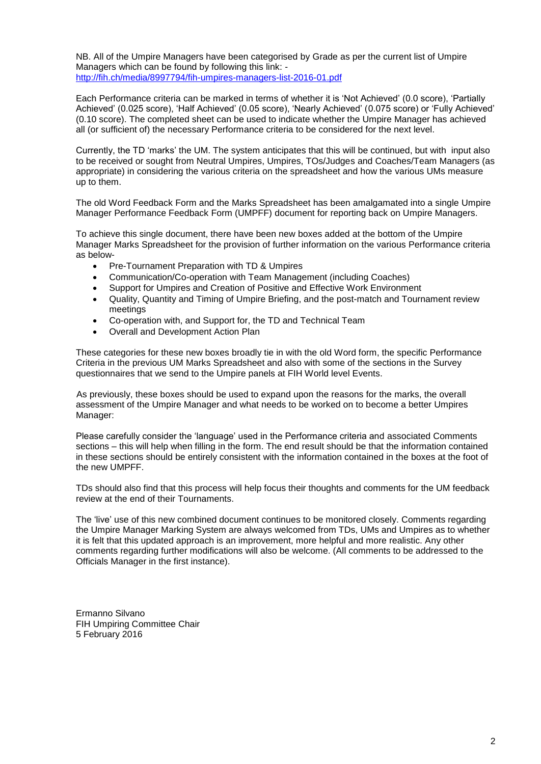NB. All of the Umpire Managers have been categorised by Grade as per the current list of Umpire Managers which can be found by following this link: - http://fih.ch/media/8997794/fih-umpires-managers-list-2016-01.pdf

Each Performance criteria can be marked in terms of whether it is 'Not Achieved' (0.0 score), 'Partially Achieved' (0.025 score), 'Half Achieved' (0.05 score), 'Nearly Achieved' (0.075 score) or 'Fully Achieved' (0.10 score). The completed sheet can be used to indicate whether the Umpire Manager has achieved all (or sufficient of) the necessary Performance criteria to be considered for the next level.

Currently, the TD 'marks' the UM. The system anticipates that this will be continued, but with input also to be received or sought from Neutral Umpires, Umpires, TOs/Judges and Coaches/Team Managers (as appropriate) in considering the various criteria on the spreadsheet and how the various UMs measure up to them.

The old Word Feedback Form and the Marks Spreadsheet has been amalgamated into a single Umpire Manager Performance Feedback Form (UMPFF) document for reporting back on Umpire Managers.

To achieve this single document, there have been new boxes added at the bottom of the Umpire Manager Marks Spreadsheet for the provision of further information on the various Performance criteria as below-

- Pre-Tournament Preparation with TD & Umpires
- Communication/Co-operation with Team Management (including Coaches)
- Support for Umpires and Creation of Positive and Effective Work Environment
- Quality, Quantity and Timing of Umpire Briefing, and the post-match and Tournament review meetings
- Co-operation with, and Support for, the TD and Technical Team
- Overall and Development Action Plan

These categories for these new boxes broadly tie in with the old Word form, the specific Performance Criteria in the previous UM Marks Spreadsheet and also with some of the sections in the Survey questionnaires that we send to the Umpire panels at FIH World level Events.

As previously, these boxes should be used to expand upon the reasons for the marks, the overall assessment of the Umpire Manager and what needs to be worked on to become a better Umpires Manager:

Please carefully consider the 'language' used in the Performance criteria and associated Comments sections – this will help when filling in the form. The end result should be that the information contained in these sections should be entirely consistent with the information contained in the boxes at the foot of the new UMPFF.

TDs should also find that this process will help focus their thoughts and comments for the UM feedback review at the end of their Tournaments.

The 'live' use of this new combined document continues to be monitored closely. Comments regarding the Umpire Manager Marking System are always welcomed from TDs, UMs and Umpires as to whether it is felt that this updated approach is an improvement, more helpful and more realistic. Any other comments regarding further modifications will also be welcome. (All comments to be addressed to the Officials Manager in the first instance).

Ermanno Silvano
FIH Umpiring Committee Chair
5 February 2016